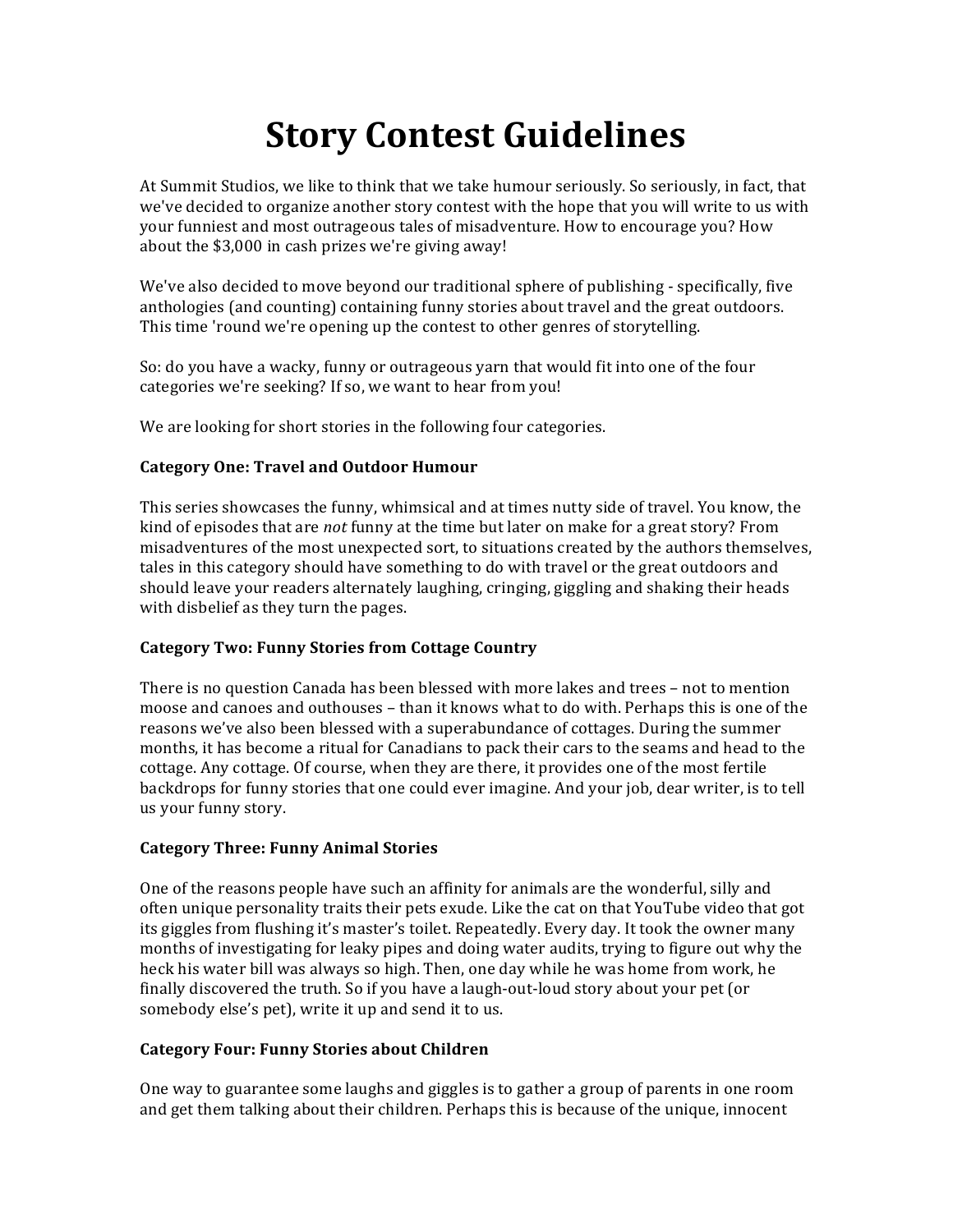# Story Contest Guidelines

At Summit Studios, we like to think that we take humour seriously. So seriously, in fact, that we've decided to organize another story contest with the hope that you will write to us with your funniest and most outrageous tales of misadventure. How to encourage you? How about the $3,000 in cash prizes we're giving away!

We've also decided to move beyond our traditional sphere of publishing - specifically, five anthologies (and counting) containing funny stories about travel and the great outdoors. This time 'round we're opening up the contest to other genres of storytelling.

So: do you have a wacky, funny or outrageous yarn that would fit into one of the four categories we're seeking? If so, we want to hear from you!

We are looking for short stories in the following four categories.

**Category One: Travel and Outdoor Humour**

This series showcases the funny, whimsical and at times nutty side of travel. You know, the kind of episodes that are *not* funny at the time but later on make for a great story? From misadventures of the most unexpected sort, to situations created by the authors themselves, tales in this category should have something to do with travel or the great outdoors and should leave your readers alternately laughing, cringing, giggling and shaking their heads with disbelief as they turn the pages.

**Category Two: Funny Stories from Cottage Country**

There is no question Canada has been blessed with more lakes and trees – not to mention moose and canoes and outhouses – than it knows what to do with. Perhaps this is one of the reasons we've also been blessed with a superabundance of cottages. During the summer months, it has become a ritual for Canadians to pack their cars to the seams and head to the cottage. Any cottage. Of course, when they are there, it provides one of the most fertile backdrops for funny stories that one could ever imagine. And your job, dear writer, is to tell us your funny story.

**Category Three: Funny Animal Stories**

One of the reasons people have such an affinity for animals are the wonderful, silly and often unique personality traits their pets exude. Like the cat on that YouTube video that got its giggles from flushing it's master's toilet. Repeatedly. Every day. It took the owner many months of investigating for leaky pipes and doing water audits, trying to figure out why the heck his water bill was always so high. Then, one day while he was home from work, he finally discovered the truth. So if you have a laugh-out-loud story about your pet (or somebody else's pet), write it up and send it to us.

**Category Four: Funny Stories about Children**

One way to guarantee some laughs and giggles is to gather a group of parents in one room and get them talking about their children. Perhaps this is because of the unique, innocent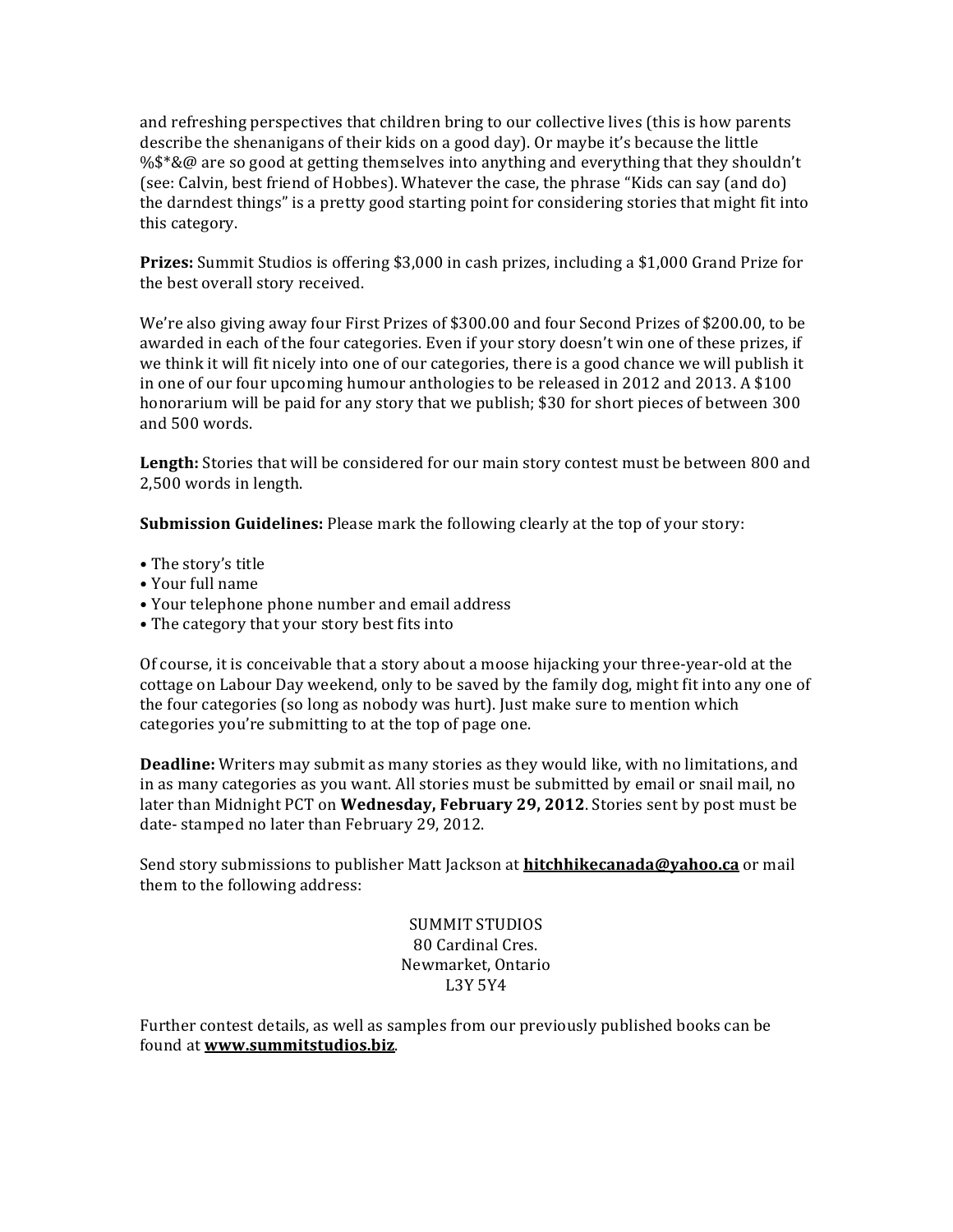and refreshing perspectives that children bring to our collective lives (this is how parents describe the shenanigans of their kids on a good day). Or maybe it's because the little %$*&@ are so good at getting themselves into anything and everything that they shouldn't (see: Calvin, best friend of Hobbes). Whatever the case, the phrase "Kids can say (and do) the darndest things" is a pretty good starting point for considering stories that might fit into this category.

**Prizes:** Summit Studios is offering $3,000 in cash prizes, including a $1,000 Grand Prize for the best overall story received.

We're also giving away four First Prizes of $300.00 and four Second Prizes of $200.00, to be awarded in each of the four categories. Even if your story doesn't win one of these prizes, if we think it will fit nicely into one of our categories, there is a good chance we will publish it in one of our four upcoming humour anthologies to be released in 2012 and 2013. A $100 honorarium will be paid for any story that we publish; $30 for short pieces of between 300 and 500 words.

**Length:** Stories that will be considered for our main story contest must be between 800 and 2,500 words in length.

**Submission Guidelines:** Please mark the following clearly at the top of your story:

- The story's title
- Your full name
- Your telephone phone number and email address
- The category that your story best fits into

Of course, it is conceivable that a story about a moose hijacking your three-year-old at the cottage on Labour Day weekend, only to be saved by the family dog, might fit into any one of the four categories (so long as nobody was hurt). Just make sure to mention which categories you're submitting to at the top of page one.

**Deadline:** Writers may submit as many stories as they would like, with no limitations, and in as many categories as you want. All stories must be submitted by email or snail mail, no later than Midnight PCT on **Wednesday, February 29, 2012**. Stories sent by post must be date- stamped no later than February 29, 2012.

Send story submissions to publisher Matt Jackson at **hitchhikecanada@yahoo.ca** or mail them to the following address:

SUMMIT STUDIOS
80 Cardinal Cres.
Newmarket, Ontario
L3Y 5Y4

Further contest details, as well as samples from our previously published books can be found at **www.summitstudios.biz**.